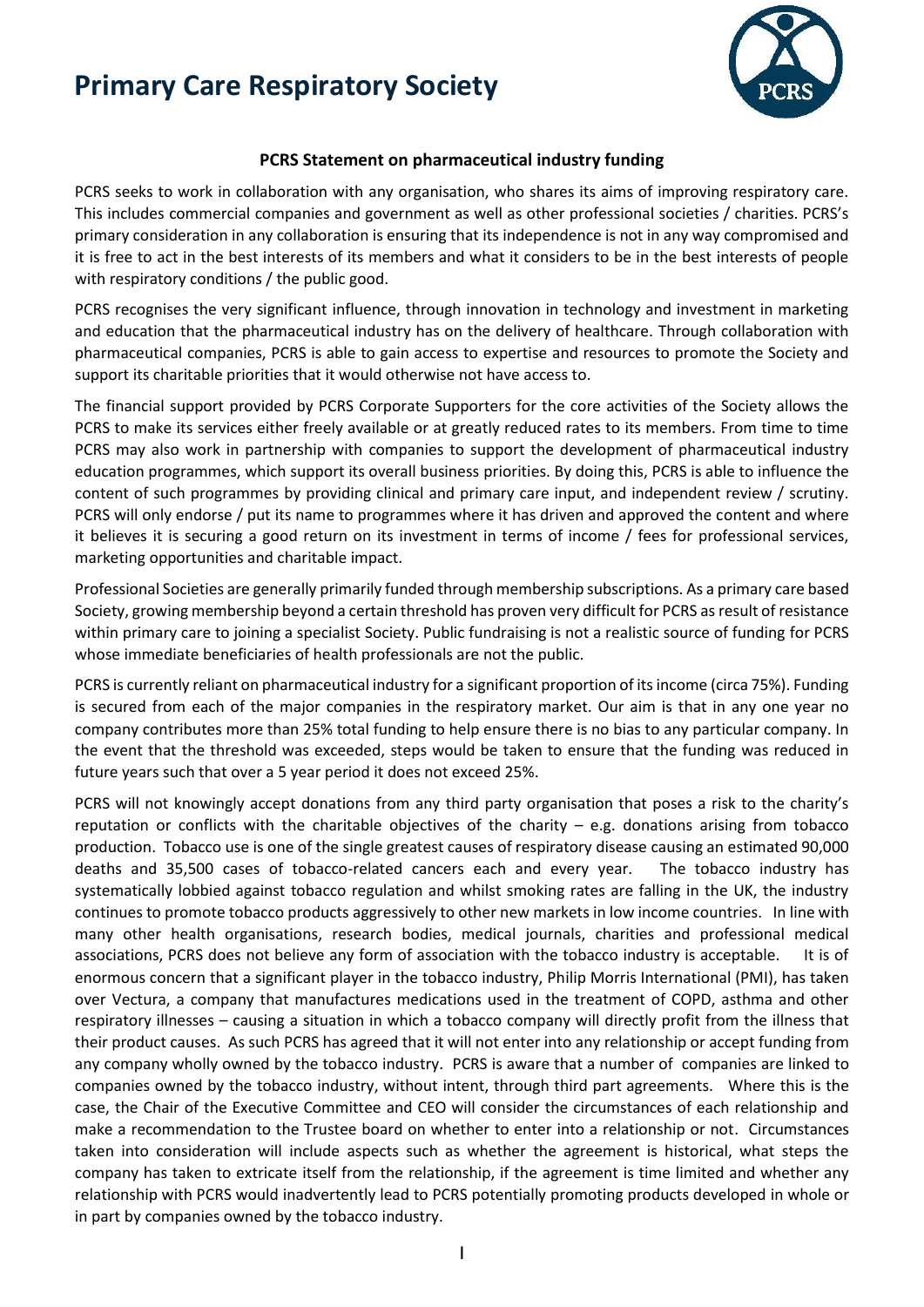# Primary Care Respiratory Society

## PCRS Statement on pharmaceutical industry funding

PCRS seeks to work in collaboration with any organisation, who shares its aims of improving respiratory care. This includes commercial companies and government as well as other professional societies / charities. PCRS's primary consideration in any collaboration is ensuring that its independence is not in any way compromised and it is free to act in the best interests of its members and what it considers to be in the best interests of people with respiratory conditions / the public good.

PCRS recognises the very significant influence, through innovation in technology and investment in marketing and education that the pharmaceutical industry has on the delivery of healthcare. Through collaboration with pharmaceutical companies, PCRS is able to gain access to expertise and resources to promote the Society and support its charitable priorities that it would otherwise not have access to.

The financial support provided by PCRS Corporate Supporters for the core activities of the Society allows the PCRS to make its services either freely available or at greatly reduced rates to its members. From time to time PCRS may also work in partnership with companies to support the development of pharmaceutical industry education programmes, which support its overall business priorities. By doing this, PCRS is able to influence the content of such programmes by providing clinical and primary care input, and independent review / scrutiny. PCRS will only endorse / put its name to programmes where it has driven and approved the content and where it believes it is securing a good return on its investment in terms of income / fees for professional services, marketing opportunities and charitable impact.

Professional Societies are generally primarily funded through membership subscriptions. As a primary care based Society, growing membership beyond a certain threshold has proven very difficult for PCRS as result of resistance within primary care to joining a specialist Society. Public fundraising is not a realistic source of funding for PCRS whose immediate beneficiaries of health professionals are not the public.

PCRS is currently reliant on pharmaceutical industry for a significant proportion of its income (circa 75%). Funding is secured from each of the major companies in the respiratory market. Our aim is that in any one year no company contributes more than 25% total funding to help ensure there is no bias to any particular company. In the event that the threshold was exceeded, steps would be taken to ensure that the funding was reduced in future years such that over a 5 year period it does not exceed 25%.

PCRS will not knowingly accept donations from any third party organisation that poses a risk to the charity's reputation or conflicts with the charitable objectives of the charity – e.g. donations arising from tobacco production. Tobacco use is one of the single greatest causes of respiratory disease causing an estimated 90,000 deaths and 35,500 cases of tobacco-related cancers each and every year. The tobacco industry has systematically lobbied against tobacco regulation and whilst smoking rates are falling in the UK, the industry continues to promote tobacco products aggressively to other new markets in low income countries. In line with many other health organisations, research bodies, medical journals, charities and professional medical associations, PCRS does not believe any form of association with the tobacco industry is acceptable. It is of enormous concern that a significant player in the tobacco industry, Philip Morris International (PMI), has taken over Vectura, a company that manufactures medications used in the treatment of COPD, asthma and other respiratory illnesses – causing a situation in which a tobacco company will directly profit from the illness that their product causes. As such PCRS has agreed that it will not enter into any relationship or accept funding from any company wholly owned by the tobacco industry. PCRS is aware that a number of companies are linked to companies owned by the tobacco industry, without intent, through third part agreements. Where this is the case, the Chair of the Executive Committee and CEO will consider the circumstances of each relationship and make a recommendation to the Trustee board on whether to enter into a relationship or not. Circumstances taken into consideration will include aspects such as whether the agreement is historical, what steps the company has taken to extricate itself from the relationship, if the agreement is time limited and whether any relationship with PCRS would inadvertently lead to PCRS potentially promoting products developed in whole or in part by companies owned by the tobacco industry.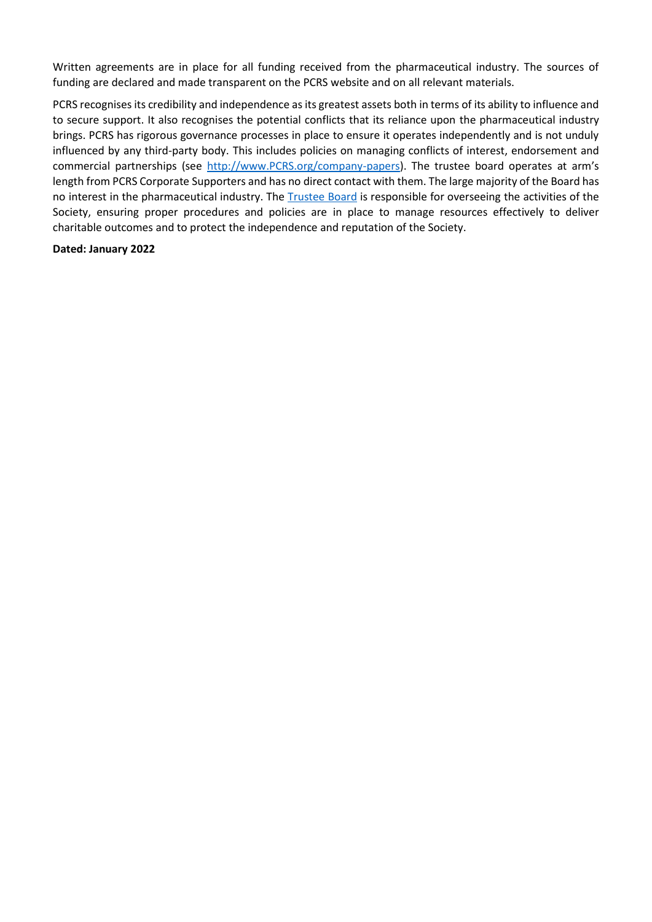Written agreements are in place for all funding received from the pharmaceutical industry. The sources of funding are declared and made transparent on the PCRS website and on all relevant materials.

PCRS recognises its credibility and independence as its greatest assets both in terms of its ability to influence and to secure support. It also recognises the potential conflicts that its reliance upon the pharmaceutical industry brings. PCRS has rigorous governance processes in place to ensure it operates independently and is not unduly influenced by any third-party body. This includes policies on managing conflicts of interest, endorsement and commercial partnerships (see [http://www.PCRS.org/company-papers](http://www.PCRS.org/company-papers)). The trustee board operates at arm's length from PCRS Corporate Supporters and has no direct contact with them. The large majority of the Board has no interest in the pharmaceutical industry. The Trustee Board is responsible for overseeing the activities of the Society, ensuring proper procedures and policies are in place to manage resources effectively to deliver charitable outcomes and to protect the independence and reputation of the Society.

**Dated: January 2022**